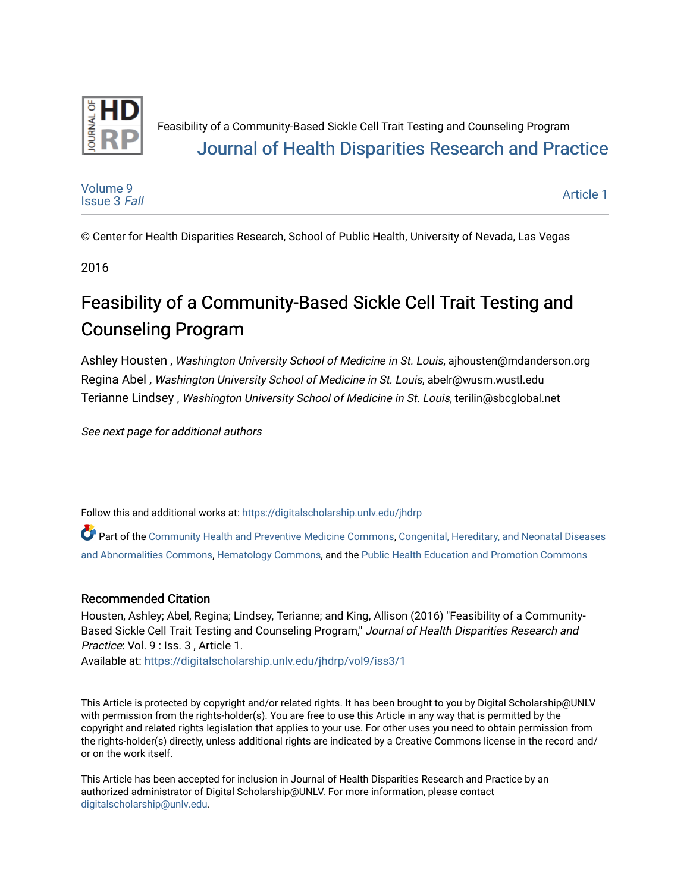Feasibility of a Community-Based Sickle Cell Trait Testing and Counseling Program

Journal of Health Disparities Research and Practice

Volume 9
Issue 3 *Fall*

Article 1

© Center for Health Disparities Research, School of Public Health, University of Nevada, Las Vegas

2016

# Feasibility of a Community-Based Sickle Cell Trait Testing and Counseling Program

Ashley Housten *, Washington University School of Medicine in St. Louis*, ajhousten@mdanderson.org

Regina Abel *, Washington University School of Medicine in St. Louis*, abelr@wusm.wustl.edu

Terianne Lindsey *, Washington University School of Medicine in St. Louis*, terilin@sbcglobal.net

*See next page for additional authors*

Follow this and additional works at: https://digitalscholarship.unlv.edu/jhdrp

Part of the Community Health and Preventive Medicine Commons, Congenital, Hereditary, and Neonatal Diseases and Abnormalities Commons, Hematology Commons, and the Public Health Education and Promotion Commons

## Recommended Citation

Housten, Ashley; Abel, Regina; Lindsey, Terianne; and King, Allison (2016) "Feasibility of a Community-Based Sickle Cell Trait Testing and Counseling Program," *Journal of Health Disparities Research and Practice*: Vol. 9 : Iss. 3 , Article 1.

Available at: https://digitalscholarship.unlv.edu/jhdrp/vol9/iss3/1

This Article is protected by copyright and/or related rights. It has been brought to you by Digital Scholarship@UNLV with permission from the rights-holder(s). You are free to use this Article in any way that is permitted by the copyright and related rights legislation that applies to your use. For other uses you need to obtain permission from the rights-holder(s) directly, unless additional rights are indicated by a Creative Commons license in the record and/or on the work itself.

This Article has been accepted for inclusion in Journal of Health Disparities Research and Practice by an authorized administrator of Digital Scholarship@UNLV. For more information, please contact digitalscholarship@unlv.edu.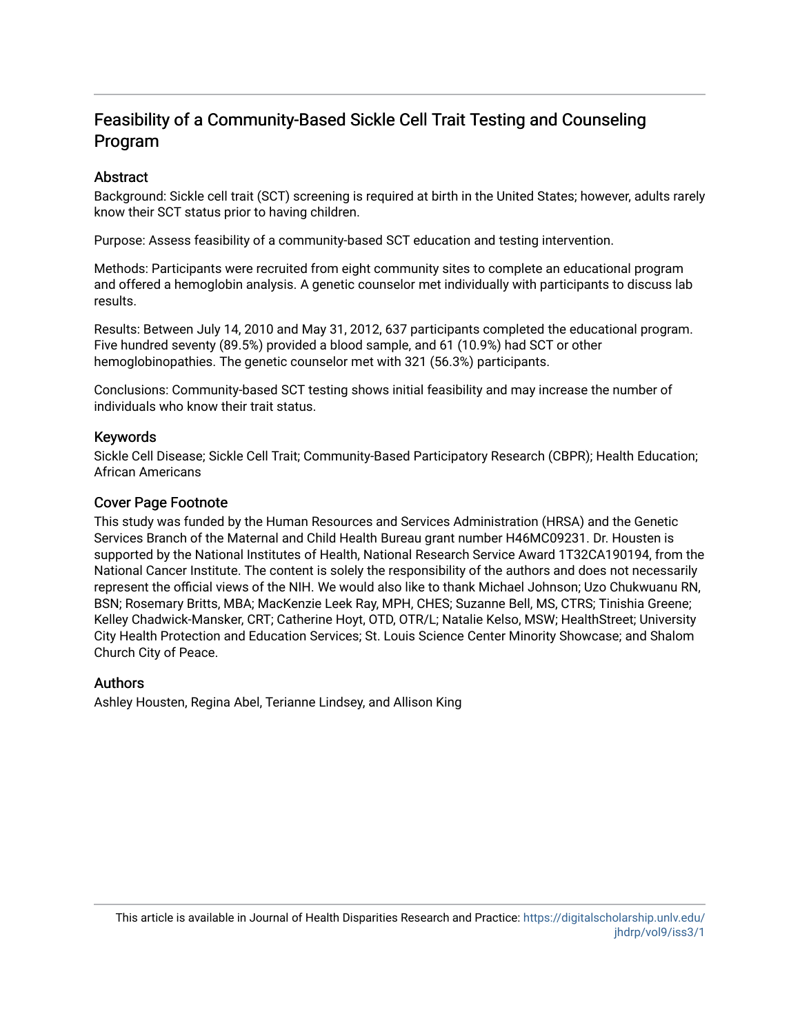# Feasibility of a Community-Based Sickle Cell Trait Testing and Counseling Program

## Abstract

Background: Sickle cell trait (SCT) screening is required at birth in the United States; however, adults rarely know their SCT status prior to having children.

Purpose: Assess feasibility of a community-based SCT education and testing intervention.

Methods: Participants were recruited from eight community sites to complete an educational program and offered a hemoglobin analysis. A genetic counselor met individually with participants to discuss lab results.

Results: Between July 14, 2010 and May 31, 2012, 637 participants completed the educational program. Five hundred seventy (89.5%) provided a blood sample, and 61 (10.9%) had SCT or other hemoglobinopathies. The genetic counselor met with 321 (56.3%) participants.

Conclusions: Community-based SCT testing shows initial feasibility and may increase the number of individuals who know their trait status.

## Keywords

Sickle Cell Disease; Sickle Cell Trait; Community-Based Participatory Research (CBPR); Health Education; African Americans

## Cover Page Footnote

This study was funded by the Human Resources and Services Administration (HRSA) and the Genetic Services Branch of the Maternal and Child Health Bureau grant number H46MC09231. Dr. Housten is supported by the National Institutes of Health, National Research Service Award 1T32CA190194, from the National Cancer Institute. The content is solely the responsibility of the authors and does not necessarily represent the official views of the NIH. We would also like to thank Michael Johnson; Uzo Chukwuanu RN, BSN; Rosemary Britts, MBA; MacKenzie Leek Ray, MPH, CHES; Suzanne Bell, MS, CTRS; Tinishia Greene; Kelley Chadwick-Mansker, CRT; Catherine Hoyt, OTD, OTR/L; Natalie Kelso, MSW; HealthStreet; University City Health Protection and Education Services; St. Louis Science Center Minority Showcase; and Shalom Church City of Peace.

## Authors

Ashley Housten, Regina Abel, Terianne Lindsey, and Allison King

This article is available in Journal of Health Disparities Research and Practice: https://digitalscholarship.unlv.edu/jhdrp/vol9/iss3/1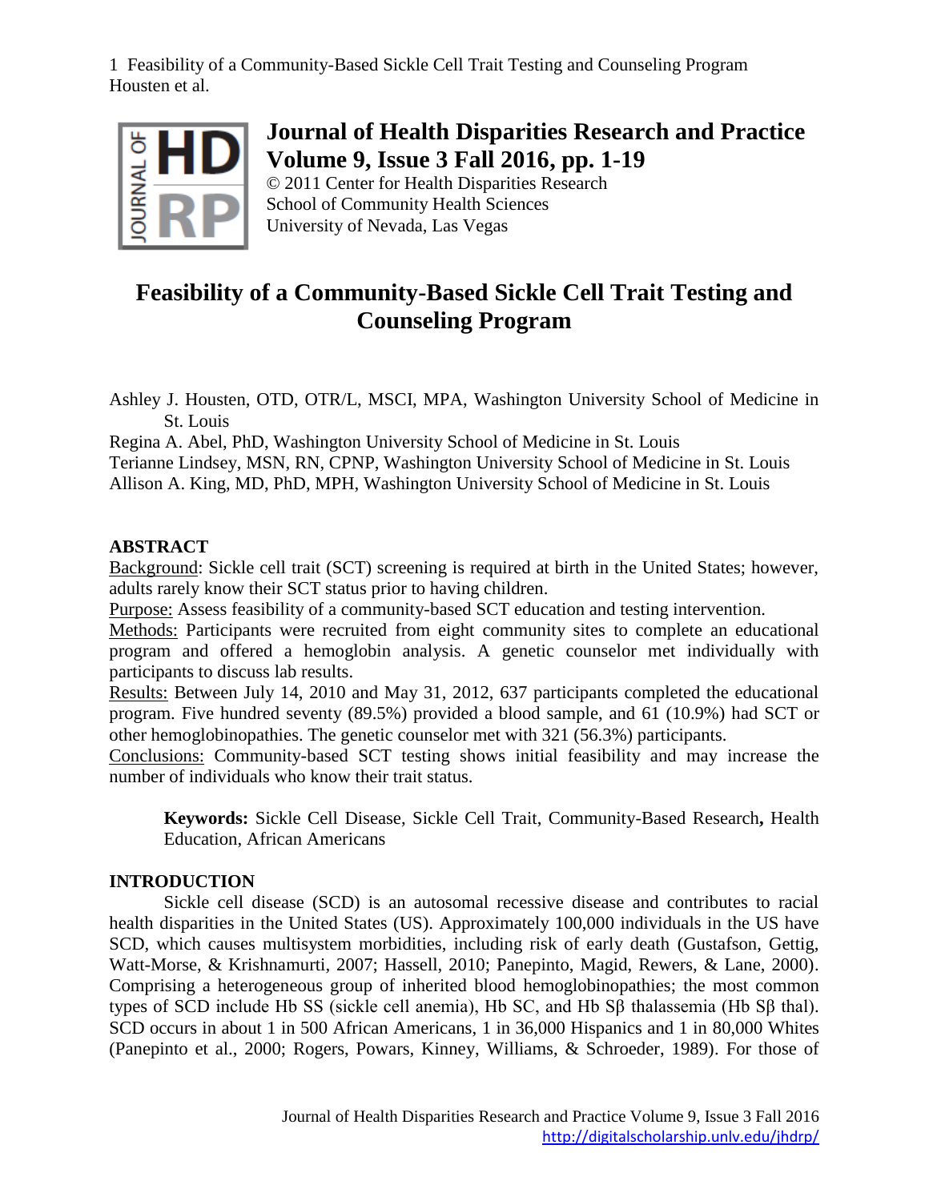# Feasibility of a Community-Based Sickle Cell Trait Testing and Counseling Program

Ashley J. Housten, OTD, OTR/L, MSCI, MPA, Washington University School of Medicine in St. Louis

Regina A. Abel, PhD, Washington University School of Medicine in St. Louis

Terianne Lindsey, MSN, RN, CPNP, Washington University School of Medicine in St. Louis

Allison A. King, MD, PhD, MPH, Washington University School of Medicine in St. Louis

## ABSTRACT

Background: Sickle cell trait (SCT) screening is required at birth in the United States; however, adults rarely know their SCT status prior to having children.

Purpose: Assess feasibility of a community-based SCT education and testing intervention.

Methods: Participants were recruited from eight community sites to complete an educational program and offered a hemoglobin analysis. A genetic counselor met individually with participants to discuss lab results.

Results: Between July 14, 2010 and May 31, 2012, 637 participants completed the educational program. Five hundred seventy (89.5%) provided a blood sample, and 61 (10.9%) had SCT or other hemoglobinopathies. The genetic counselor met with 321 (56.3%) participants.

Conclusions: Community-based SCT testing shows initial feasibility and may increase the number of individuals who know their trait status.

**Keywords:** Sickle Cell Disease, Sickle Cell Trait, Community-Based Research**,** Health Education, African Americans

## INTRODUCTION

Sickle cell disease (SCD) is an autosomal recessive disease and contributes to racial health disparities in the United States (US). Approximately 100,000 individuals in the US have SCD, which causes multisystem morbidities, including risk of early death (Gustafson, Gettig, Watt-Morse, & Krishnamurti, 2007; Hassell, 2010; Panepinto, Magid, Rewers, & Lane, 2000). Comprising a heterogeneous group of inherited blood hemoglobinopathies; the most common types of SCD include Hb SS (sickle cell anemia), Hb SC, and Hb Sβ thalassemia (Hb Sβ thal). SCD occurs in about 1 in 500 African Americans, 1 in 36,000 Hispanics and 1 in 80,000 Whites (Panepinto et al., 2000; Rogers, Powars, Kinney, Williams, & Schroeder, 1989). For those of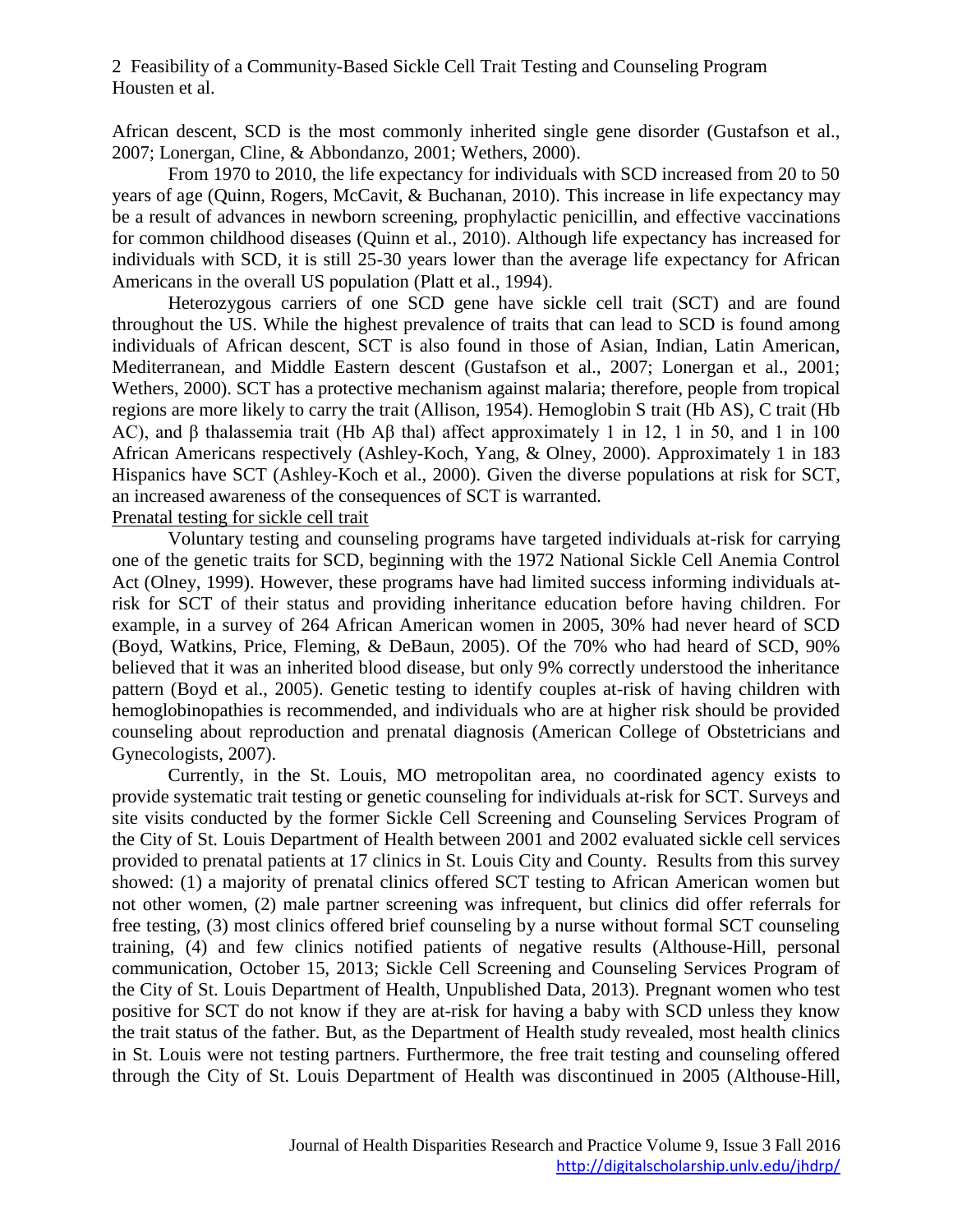African descent, SCD is the most commonly inherited single gene disorder (Gustafson et al., 2007; Lonergan, Cline, & Abbondanzo, 2001; Wethers, 2000).

From 1970 to 2010, the life expectancy for individuals with SCD increased from 20 to 50 years of age (Quinn, Rogers, McCavit, & Buchanan, 2010). This increase in life expectancy may be a result of advances in newborn screening, prophylactic penicillin, and effective vaccinations for common childhood diseases (Quinn et al., 2010). Although life expectancy has increased for individuals with SCD, it is still 25-30 years lower than the average life expectancy for African Americans in the overall US population (Platt et al., 1994).

Heterozygous carriers of one SCD gene have sickle cell trait (SCT) and are found throughout the US. While the highest prevalence of traits that can lead to SCD is found among individuals of African descent, SCT is also found in those of Asian, Indian, Latin American, Mediterranean, and Middle Eastern descent (Gustafson et al., 2007; Lonergan et al., 2001; Wethers, 2000). SCT has a protective mechanism against malaria; therefore, people from tropical regions are more likely to carry the trait (Allison, 1954). Hemoglobin S trait (Hb AS), C trait (Hb AC), and β thalassemia trait (Hb Aβ thal) affect approximately 1 in 12, 1 in 50, and 1 in 100 African Americans respectively (Ashley-Koch, Yang, & Olney, 2000). Approximately 1 in 183 Hispanics have SCT (Ashley-Koch et al., 2000). Given the diverse populations at risk for SCT, an increased awareness of the consequences of SCT is warranted.

## Prenatal testing for sickle cell trait

Voluntary testing and counseling programs have targeted individuals at-risk for carrying one of the genetic traits for SCD, beginning with the 1972 National Sickle Cell Anemia Control Act (Olney, 1999). However, these programs have had limited success informing individuals at-risk for SCT of their status and providing inheritance education before having children. For example, in a survey of 264 African American women in 2005, 30% had never heard of SCD (Boyd, Watkins, Price, Fleming, & DeBaun, 2005). Of the 70% who had heard of SCD, 90% believed that it was an inherited blood disease, but only 9% correctly understood the inheritance pattern (Boyd et al., 2005). Genetic testing to identify couples at-risk of having children with hemoglobinopathies is recommended, and individuals who are at higher risk should be provided counseling about reproduction and prenatal diagnosis (American College of Obstetricians and Gynecologists, 2007).

Currently, in the St. Louis, MO metropolitan area, no coordinated agency exists to provide systematic trait testing or genetic counseling for individuals at-risk for SCT. Surveys and site visits conducted by the former Sickle Cell Screening and Counseling Services Program of the City of St. Louis Department of Health between 2001 and 2002 evaluated sickle cell services provided to prenatal patients at 17 clinics in St. Louis City and County. Results from this survey showed: (1) a majority of prenatal clinics offered SCT testing to African American women but not other women, (2) male partner screening was infrequent, but clinics did offer referrals for free testing, (3) most clinics offered brief counseling by a nurse without formal SCT counseling training, (4) and few clinics notified patients of negative results (Althouse-Hill, personal communication, October 15, 2013; Sickle Cell Screening and Counseling Services Program of the City of St. Louis Department of Health, Unpublished Data, 2013). Pregnant women who test positive for SCT do not know if they are at-risk for having a baby with SCD unless they know the trait status of the father. But, as the Department of Health study revealed, most health clinics in St. Louis were not testing partners. Furthermore, the free trait testing and counseling offered through the City of St. Louis Department of Health was discontinued in 2005 (Althouse-Hill,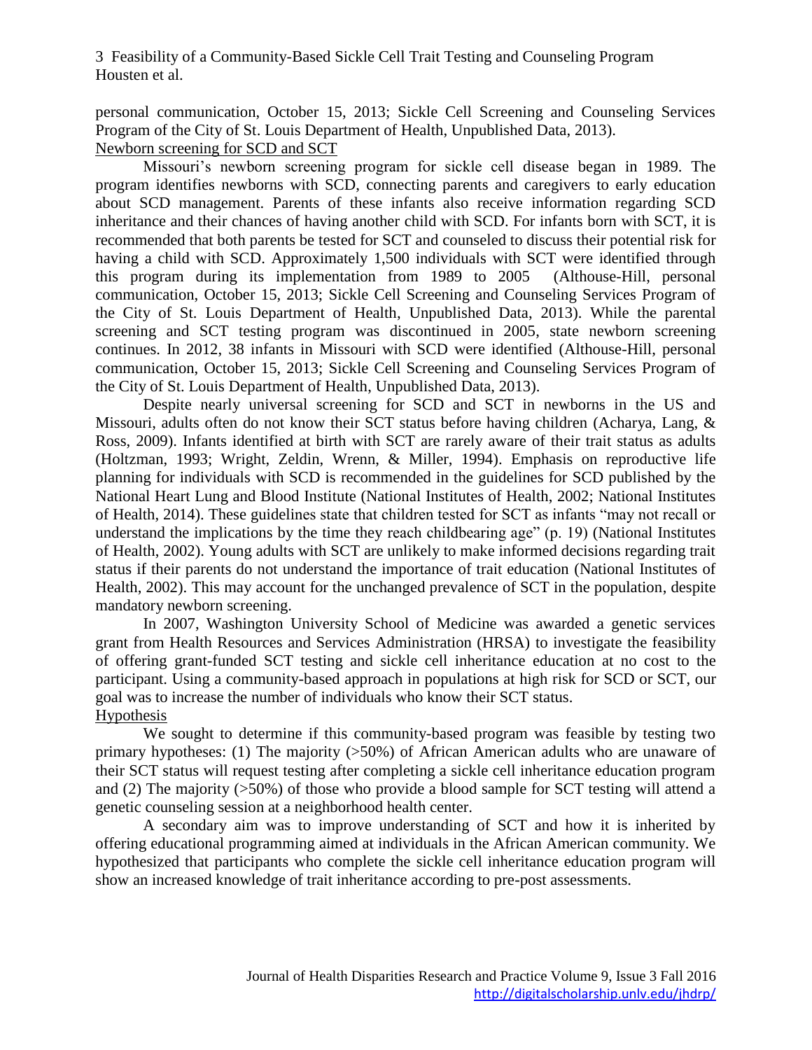personal communication, October 15, 2013; Sickle Cell Screening and Counseling Services Program of the City of St. Louis Department of Health, Unpublished Data, 2013).

## Newborn screening for SCD and SCT

Missouri's newborn screening program for sickle cell disease began in 1989. The program identifies newborns with SCD, connecting parents and caregivers to early education about SCD management. Parents of these infants also receive information regarding SCD inheritance and their chances of having another child with SCD. For infants born with SCT, it is recommended that both parents be tested for SCT and counseled to discuss their potential risk for having a child with SCD. Approximately 1,500 individuals with SCT were identified through this program during its implementation from 1989 to 2005 (Althouse-Hill, personal communication, October 15, 2013; Sickle Cell Screening and Counseling Services Program of the City of St. Louis Department of Health, Unpublished Data, 2013). While the parental screening and SCT testing program was discontinued in 2005, state newborn screening continues. In 2012, 38 infants in Missouri with SCD were identified (Althouse-Hill, personal communication, October 15, 2013; Sickle Cell Screening and Counseling Services Program of the City of St. Louis Department of Health, Unpublished Data, 2013).

Despite nearly universal screening for SCD and SCT in newborns in the US and Missouri, adults often do not know their SCT status before having children (Acharya, Lang, & Ross, 2009). Infants identified at birth with SCT are rarely aware of their trait status as adults (Holtzman, 1993; Wright, Zeldin, Wrenn, & Miller, 1994). Emphasis on reproductive life planning for individuals with SCD is recommended in the guidelines for SCD published by the National Heart Lung and Blood Institute (National Institutes of Health, 2002; National Institutes of Health, 2014). These guidelines state that children tested for SCT as infants "may not recall or understand the implications by the time they reach childbearing age" (p. 19) (National Institutes of Health, 2002). Young adults with SCT are unlikely to make informed decisions regarding trait status if their parents do not understand the importance of trait education (National Institutes of Health, 2002). This may account for the unchanged prevalence of SCT in the population, despite mandatory newborn screening.

In 2007, Washington University School of Medicine was awarded a genetic services grant from Health Resources and Services Administration (HRSA) to investigate the feasibility of offering grant-funded SCT testing and sickle cell inheritance education at no cost to the participant. Using a community-based approach in populations at high risk for SCD or SCT, our goal was to increase the number of individuals who know their SCT status.

## Hypothesis

We sought to determine if this community-based program was feasible by testing two primary hypotheses: (1) The majority (>50%) of African American adults who are unaware of their SCT status will request testing after completing a sickle cell inheritance education program and (2) The majority (>50%) of those who provide a blood sample for SCT testing will attend a genetic counseling session at a neighborhood health center.

A secondary aim was to improve understanding of SCT and how it is inherited by offering educational programming aimed at individuals in the African American community. We hypothesized that participants who complete the sickle cell inheritance education program will show an increased knowledge of trait inheritance according to pre-post assessments.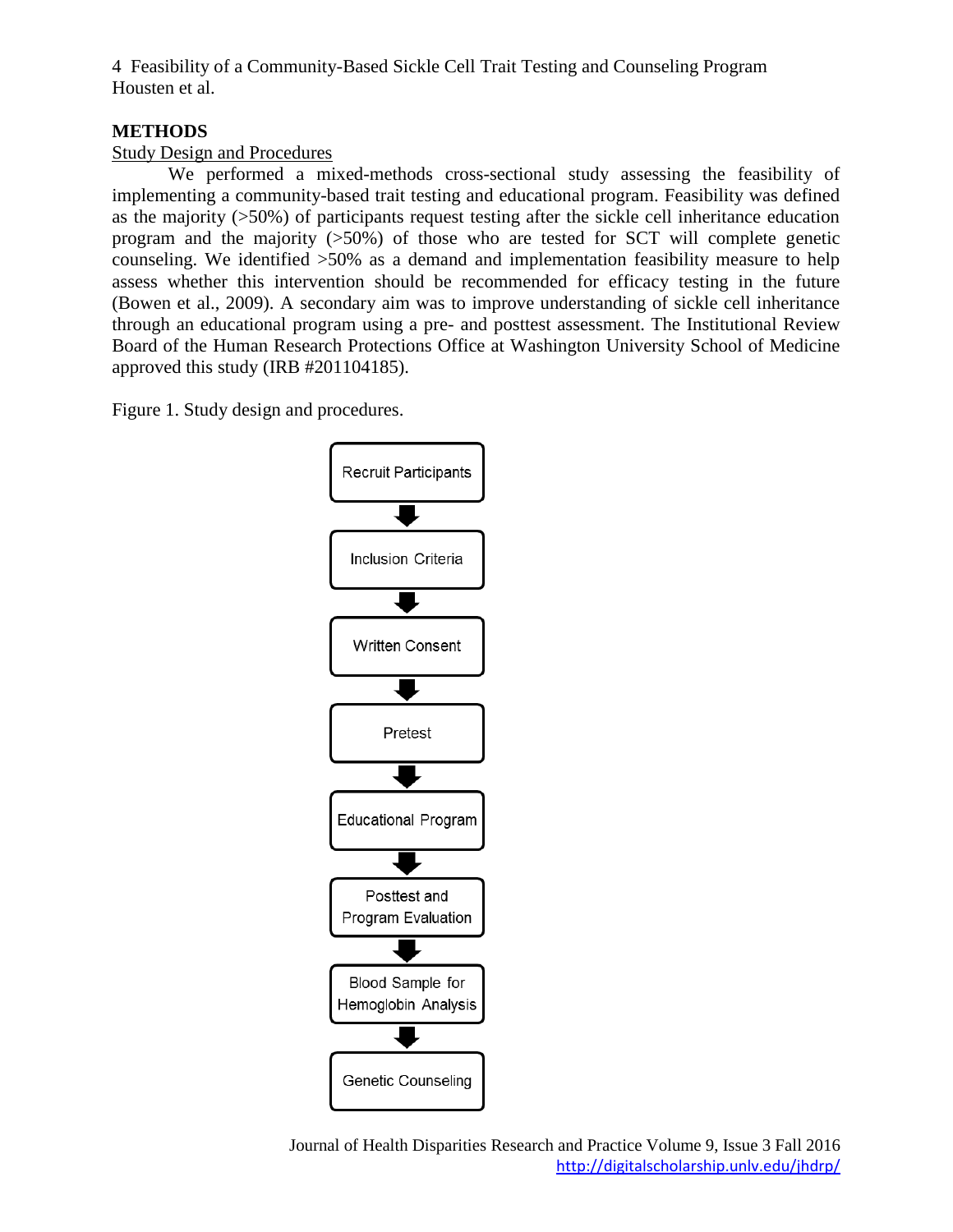## METHODS

### Study Design and Procedures

We performed a mixed-methods cross-sectional study assessing the feasibility of implementing a community-based trait testing and educational program. Feasibility was defined as the majority (>50%) of participants request testing after the sickle cell inheritance education program and the majority (>50%) of those who are tested for SCT will complete genetic counseling. We identified >50% as a demand and implementation feasibility measure to help assess whether this intervention should be recommended for efficacy testing in the future (Bowen et al., 2009). A secondary aim was to improve understanding of sickle cell inheritance through an educational program using a pre- and posttest assessment. The Institutional Review Board of the Human Research Protections Office at Washington University School of Medicine approved this study (IRB #201104185).

Figure 1. Study design and procedures.

Recruit Participants → Inclusion Criteria → Written Consent → Pretest → Educational Program → Posttest and Program Evaluation → Blood Sample for Hemoglobin Analysis → Genetic Counseling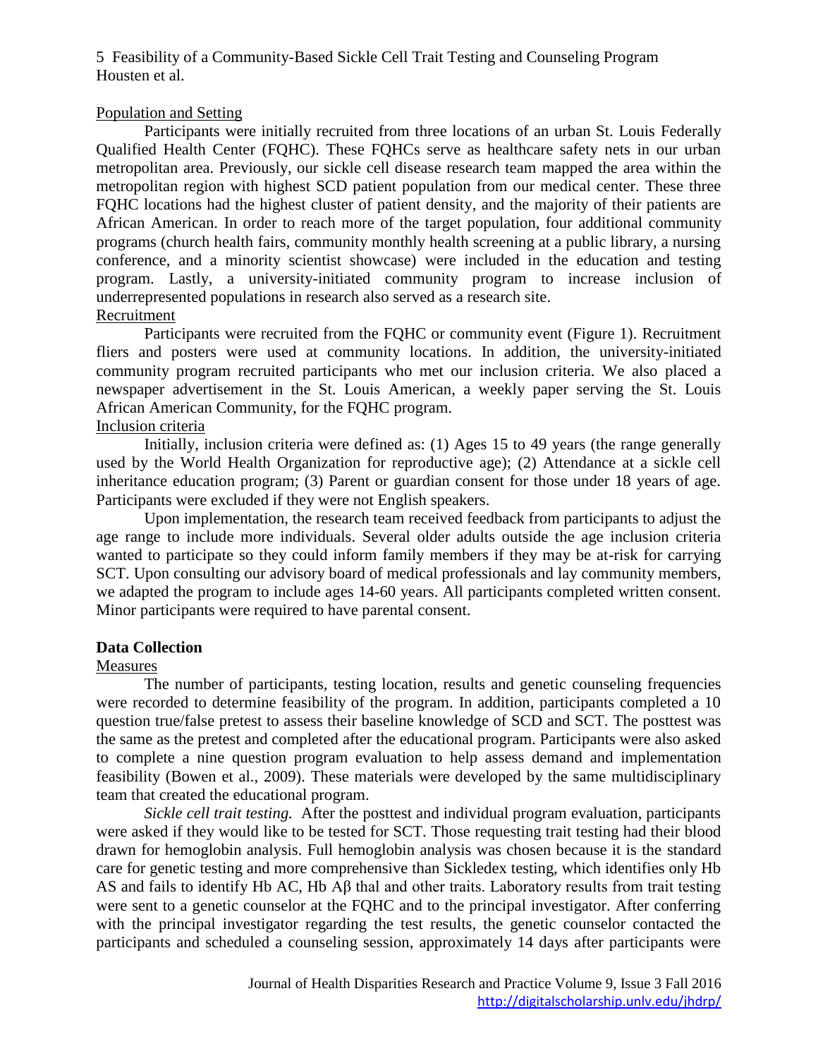## Population and Setting

Participants were initially recruited from three locations of an urban St. Louis Federally Qualified Health Center (FQHC). These FQHCs serve as healthcare safety nets in our urban metropolitan area. Previously, our sickle cell disease research team mapped the area within the metropolitan region with highest SCD patient population from our medical center. These three FQHC locations had the highest cluster of patient density, and the majority of their patients are African American. In order to reach more of the target population, four additional community programs (church health fairs, community monthly health screening at a public library, a nursing conference, and a minority scientist showcase) were included in the education and testing program. Lastly, a university-initiated community program to increase inclusion of underrepresented populations in research also served as a research site.

## Recruitment

Participants were recruited from the FQHC or community event (Figure 1). Recruitment fliers and posters were used at community locations. In addition, the university-initiated community program recruited participants who met our inclusion criteria. We also placed a newspaper advertisement in the St. Louis American, a weekly paper serving the St. Louis African American Community, for the FQHC program.

## Inclusion criteria

Initially, inclusion criteria were defined as: (1) Ages 15 to 49 years (the range generally used by the World Health Organization for reproductive age); (2) Attendance at a sickle cell inheritance education program; (3) Parent or guardian consent for those under 18 years of age. Participants were excluded if they were not English speakers.

Upon implementation, the research team received feedback from participants to adjust the age range to include more individuals. Several older adults outside the age inclusion criteria wanted to participate so they could inform family members if they may be at-risk for carrying SCT. Upon consulting our advisory board of medical professionals and lay community members, we adapted the program to include ages 14-60 years. All participants completed written consent. Minor participants were required to have parental consent.

# Data Collection

## Measures

The number of participants, testing location, results and genetic counseling frequencies were recorded to determine feasibility of the program. In addition, participants completed a 10 question true/false pretest to assess their baseline knowledge of SCD and SCT. The posttest was the same as the pretest and completed after the educational program. Participants were also asked to complete a nine question program evaluation to help assess demand and implementation feasibility (Bowen et al., 2009). These materials were developed by the same multidisciplinary team that created the educational program.

*Sickle cell trait testing.* After the posttest and individual program evaluation, participants were asked if they would like to be tested for SCT. Those requesting trait testing had their blood drawn for hemoglobin analysis. Full hemoglobin analysis was chosen because it is the standard care for genetic testing and more comprehensive than Sickledex testing, which identifies only Hb AS and fails to identify Hb AC, Hb Aβ thal and other traits. Laboratory results from trait testing were sent to a genetic counselor at the FQHC and to the principal investigator. After conferring with the principal investigator regarding the test results, the genetic counselor contacted the participants and scheduled a counseling session, approximately 14 days after participants were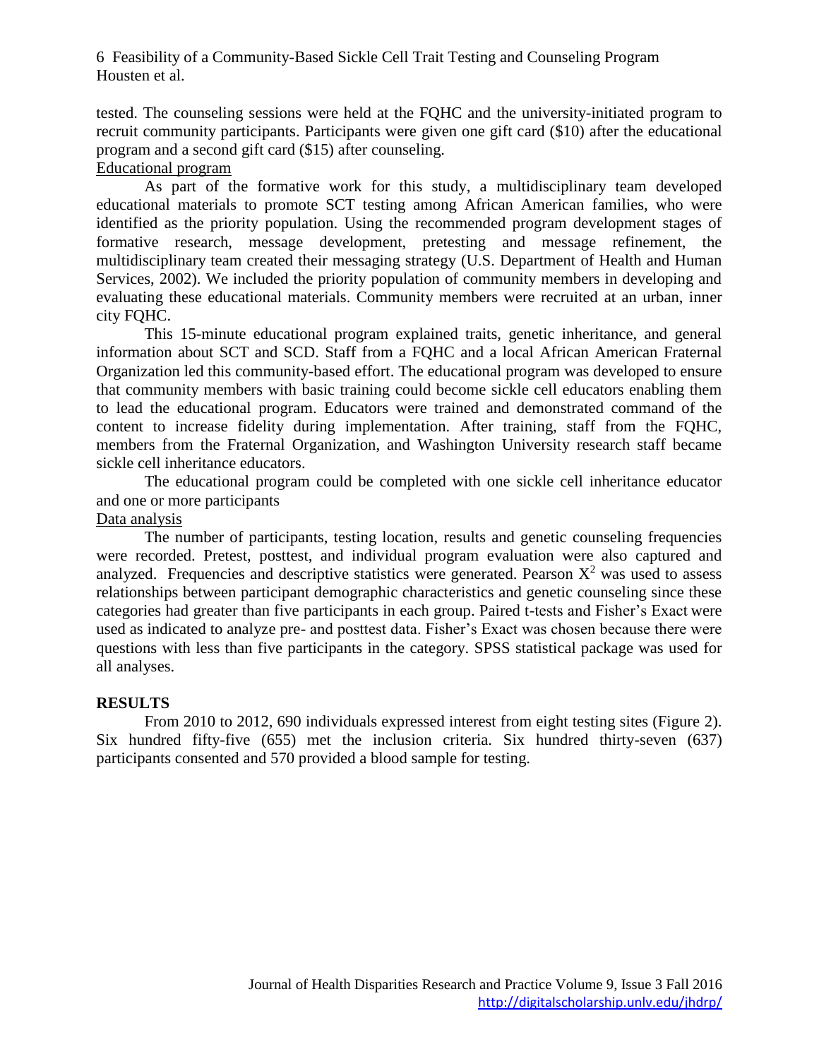tested. The counseling sessions were held at the FQHC and the university-initiated program to recruit community participants. Participants were given one gift card ($10) after the educational program and a second gift card ($15) after counseling.

Educational program

As part of the formative work for this study, a multidisciplinary team developed educational materials to promote SCT testing among African American families, who were identified as the priority population. Using the recommended program development stages of formative research, message development, pretesting and message refinement, the multidisciplinary team created their messaging strategy (U.S. Department of Health and Human Services, 2002). We included the priority population of community members in developing and evaluating these educational materials. Community members were recruited at an urban, inner city FQHC.

This 15-minute educational program explained traits, genetic inheritance, and general information about SCT and SCD. Staff from a FQHC and a local African American Fraternal Organization led this community-based effort. The educational program was developed to ensure that community members with basic training could become sickle cell educators enabling them to lead the educational program. Educators were trained and demonstrated command of the content to increase fidelity during implementation. After training, staff from the FQHC, members from the Fraternal Organization, and Washington University research staff became sickle cell inheritance educators.

The educational program could be completed with one sickle cell inheritance educator and one or more participants

Data analysis

The number of participants, testing location, results and genetic counseling frequencies were recorded. Pretest, posttest, and individual program evaluation were also captured and analyzed. Frequencies and descriptive statistics were generated. Pearson $X^2$ was used to assess relationships between participant demographic characteristics and genetic counseling since these categories had greater than five participants in each group. Paired t-tests and Fisher's Exact were used as indicated to analyze pre- and posttest data. Fisher's Exact was chosen because there were questions with less than five participants in the category. SPSS statistical package was used for all analyses.

## RESULTS

From 2010 to 2012, 690 individuals expressed interest from eight testing sites (Figure 2). Six hundred fifty-five (655) met the inclusion criteria. Six hundred thirty-seven (637) participants consented and 570 provided a blood sample for testing.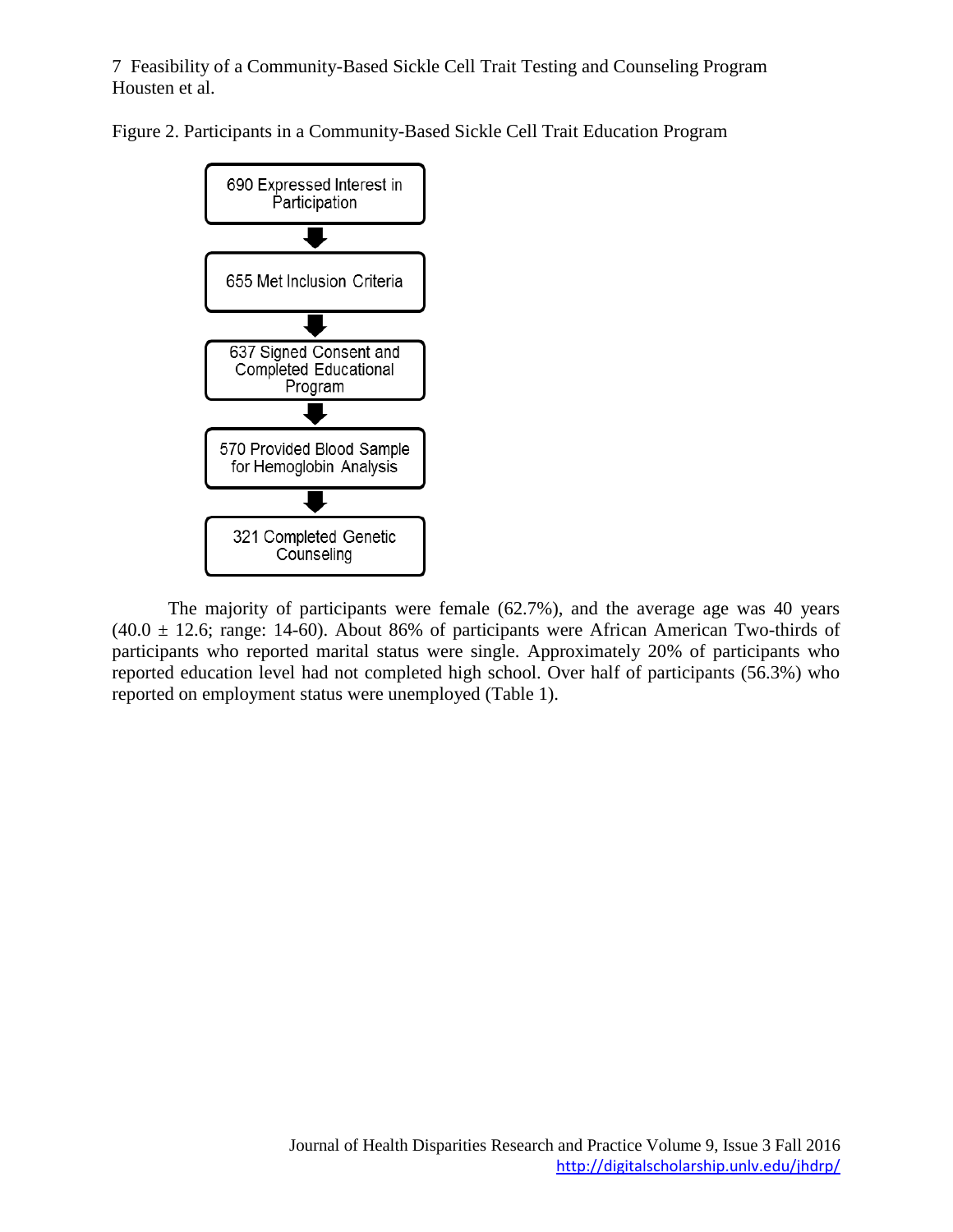Figure 2. Participants in a Community-Based Sickle Cell Trait Education Program

690 Expressed Interest in Participation

↓

655 Met Inclusion Criteria

↓

637 Signed Consent and Completed Educational Program

↓

570 Provided Blood Sample for Hemoglobin Analysis

↓

321 Completed Genetic Counseling

The majority of participants were female (62.7%), and the average age was 40 years (40.0 ± 12.6; range: 14-60). About 86% of participants were African American Two-thirds of participants who reported marital status were single. Approximately 20% of participants who reported education level had not completed high school. Over half of participants (56.3%) who reported on employment status were unemployed (Table 1).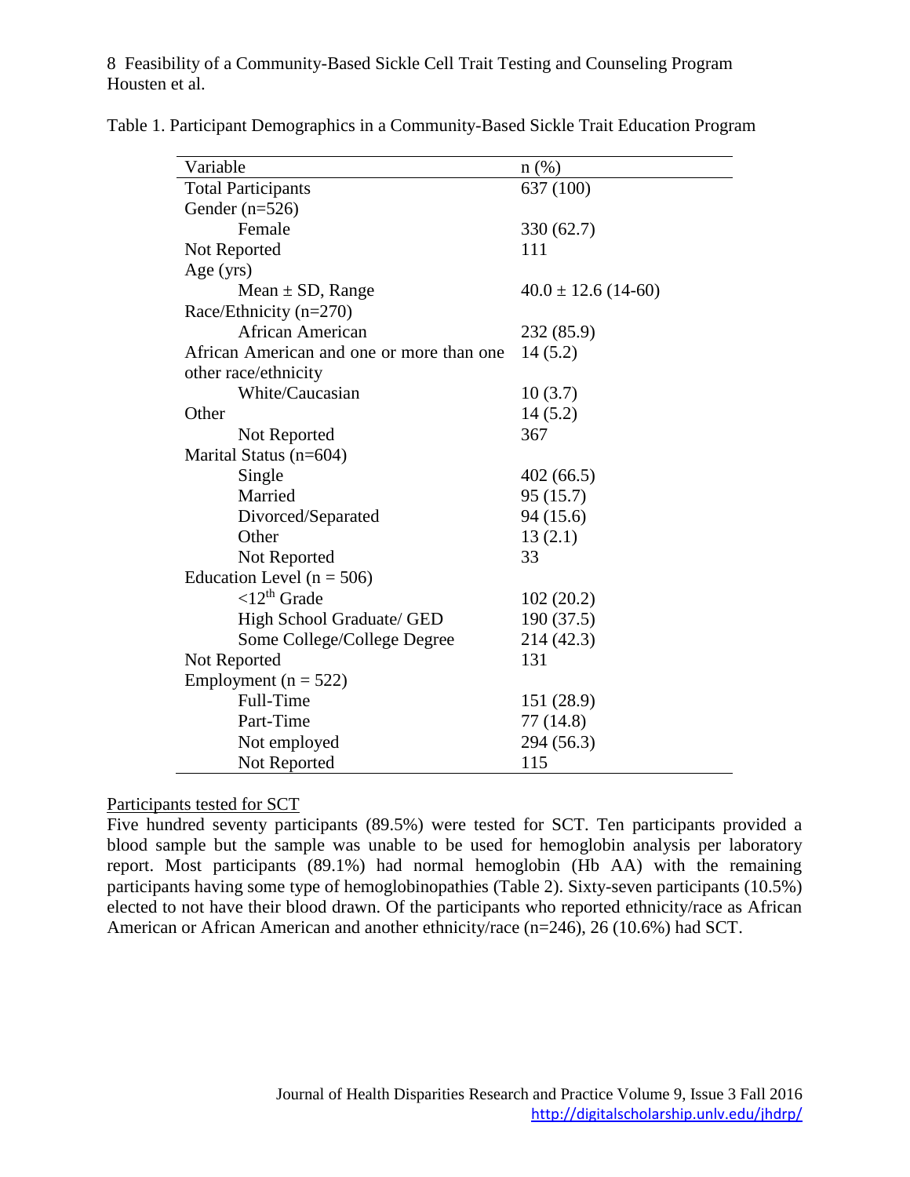Table 1. Participant Demographics in a Community-Based Sickle Trait Education Program

| Variable | n (%) |
|---|---|
| Total Participants | 637 (100) |
| Gender (n=526) | |
| Female | 330 (62.7) |
| Not Reported | 111 |
| Age (yrs) | |
| Mean ± SD, Range | 40.0 ± 12.6 (14-60) |
| Race/Ethnicity (n=270) | |
| African American | 232 (85.9) |
| African American and one or more than one other race/ethnicity | 14 (5.2) |
| White/Caucasian | 10 (3.7) |
| Other | 14 (5.2) |
| Not Reported | 367 |
| Marital Status (n=604) | |
| Single | 402 (66.5) |
| Married | 95 (15.7) |
| Divorced/Separated | 94 (15.6) |
| Other | 13 (2.1) |
| Not Reported | 33 |
| Education Level (n = 506) | |
| <12th Grade | 102 (20.2) |
| High School Graduate/ GED | 190 (37.5) |
| Some College/College Degree | 214 (42.3) |
| Not Reported | 131 |
| Employment (n = 522) | |
| Full-Time | 151 (28.9) |
| Part-Time | 77 (14.8) |
| Not employed | 294 (56.3) |
| Not Reported | 115 |

Participants tested for SCT

Five hundred seventy participants (89.5%) were tested for SCT. Ten participants provided a blood sample but the sample was unable to be used for hemoglobin analysis per laboratory report. Most participants (89.1%) had normal hemoglobin (Hb AA) with the remaining participants having some type of hemoglobinopathies (Table 2). Sixty-seven participants (10.5%) elected to not have their blood drawn. Of the participants who reported ethnicity/race as African American or African American and another ethnicity/race (n=246), 26 (10.6%) had SCT.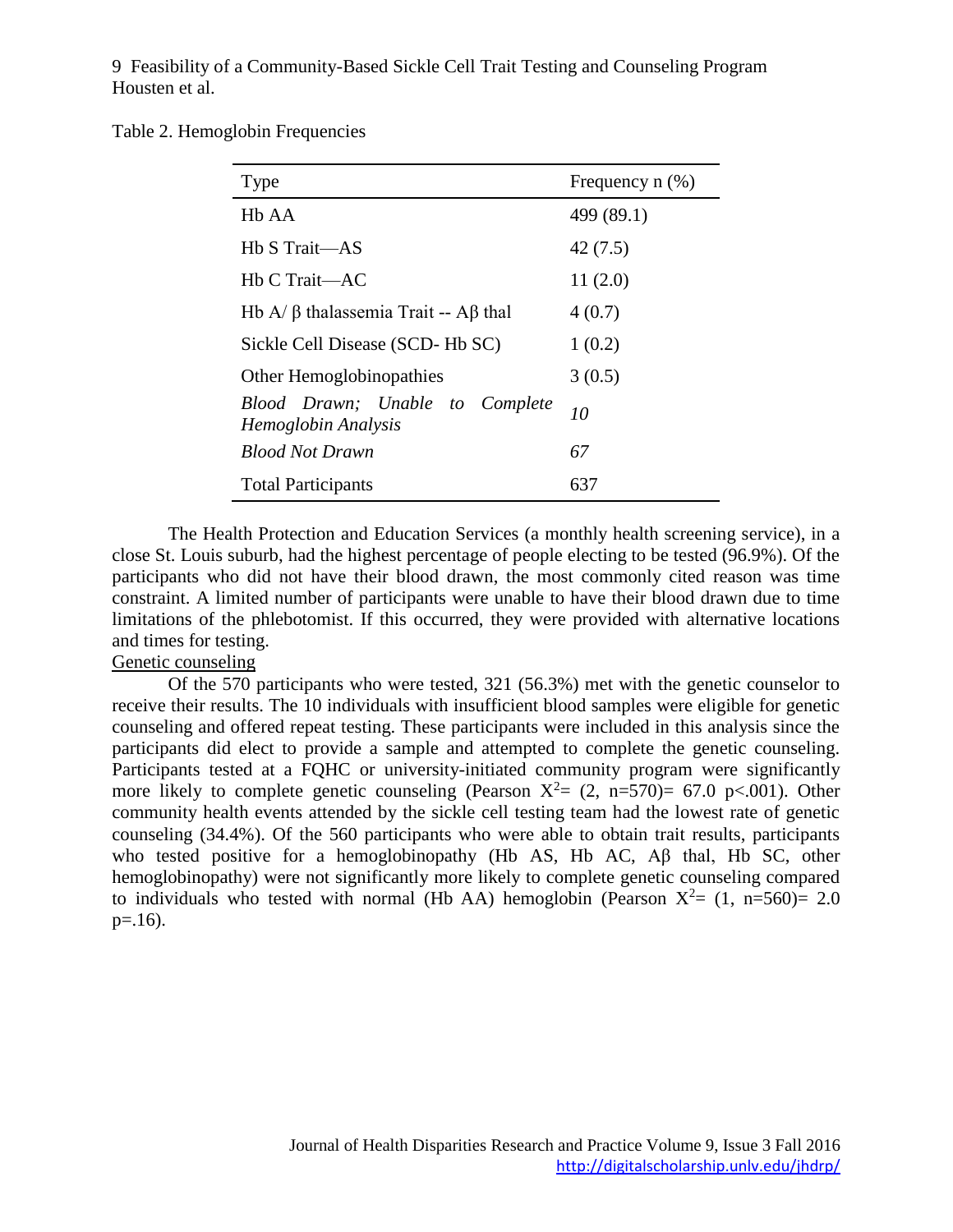Table 2. Hemoglobin Frequencies

| Type | Frequency n (%) |
| --- | --- |
| Hb AA | 499 (89.1) |
| Hb S Trait—AS | 42 (7.5) |
| Hb C Trait—AC | 11 (2.0) |
| Hb A/ β thalassemia Trait -- Aβ thal | 4 (0.7) |
| Sickle Cell Disease (SCD- Hb SC) | 1 (0.2) |
| Other Hemoglobinopathies | 3 (0.5) |
| *Blood Drawn; Unable to Complete Hemoglobin Analysis* | *10* |
| *Blood Not Drawn* | *67* |
| Total Participants | 637 |

The Health Protection and Education Services (a monthly health screening service), in a close St. Louis suburb, had the highest percentage of people electing to be tested (96.9%). Of the participants who did not have their blood drawn, the most commonly cited reason was time constraint. A limited number of participants were unable to have their blood drawn due to time limitations of the phlebotomist. If this occurred, they were provided with alternative locations and times for testing.

Genetic counseling

Of the 570 participants who were tested, 321 (56.3%) met with the genetic counselor to receive their results. The 10 individuals with insufficient blood samples were eligible for genetic counseling and offered repeat testing. These participants were included in this analysis since the participants did elect to provide a sample and attempted to complete the genetic counseling. Participants tested at a FQHC or university-initiated community program were significantly more likely to complete genetic counseling (Pearson $X^2$= (2, n=570)= 67.0 p<.001). Other community health events attended by the sickle cell testing team had the lowest rate of genetic counseling (34.4%). Of the 560 participants who were able to obtain trait results, participants who tested positive for a hemoglobinopathy (Hb AS, Hb AC, Aβ thal, Hb SC, other hemoglobinopathy) were not significantly more likely to complete genetic counseling compared to individuals who tested with normal (Hb AA) hemoglobin (Pearson $X^2$= (1, n=560)= 2.0 p=.16).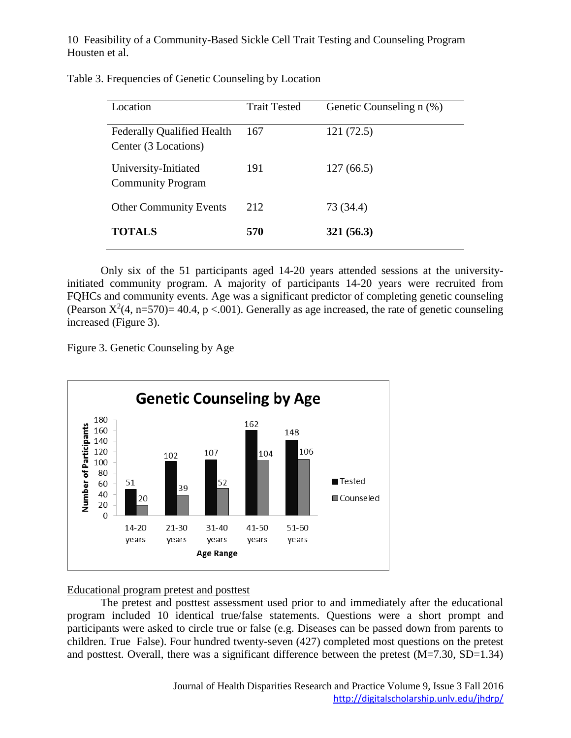Table 3. Frequencies of Genetic Counseling by Location

| Location | Trait Tested | Genetic Counseling n (%) |
|---|---|---|
| Federally Qualified Health Center (3 Locations) | 167 | 121 (72.5) |
| University-Initiated Community Program | 191 | 127 (66.5) |
| Other Community Events | 212 | 73 (34.4) |
| **TOTALS** | **570** | **321 (56.3)** |

Only six of the 51 participants aged 14-20 years attended sessions at the university-initiated community program. A majority of participants 14-20 years were recruited from FQHCs and community events. Age was a significant predictor of completing genetic counseling (Pearson $X^2(4, n=570) = 40.4$, $p < .001$). Generally as age increased, the rate of genetic counseling increased (Figure 3).

Figure 3. Genetic Counseling by Age

**Genetic Counseling by Age**

| Age Range | Tested | Counseled |
|---|---|---|
| 14-20 years | 51 | 20 |
| 21-30 years | 102 | 39 |
| 31-40 years | 107 | 52 |
| 41-50 years | 162 | 104 |
| 51-60 years | 148 | 106 |

<u>Educational program pretest and posttest</u>

The pretest and posttest assessment used prior to and immediately after the educational program included 10 identical true/false statements. Questions were a short prompt and participants were asked to circle true or false (e.g. Diseases can be passed down from parents to children. True False). Four hundred twenty-seven (427) completed most questions on the pretest and posttest. Overall, there was a significant difference between the pretest (M=7.30, SD=1.34)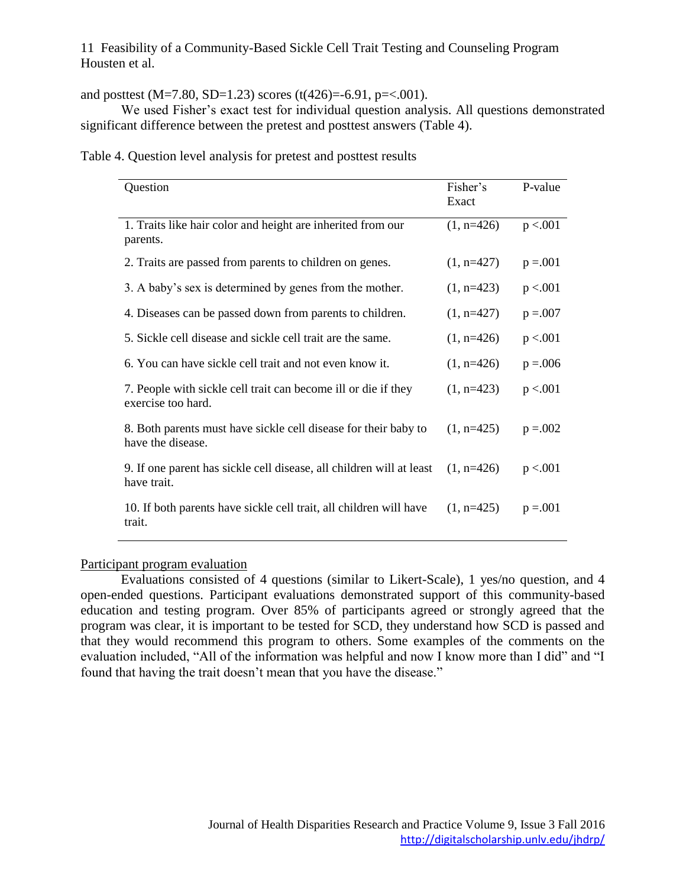and posttest (M=7.80, SD=1.23) scores ($t(426)=-6.91$, $p=<.001$).

We used Fisher's exact test for individual question analysis. All questions demonstrated significant difference between the pretest and posttest answers (Table 4).

Table 4. Question level analysis for pretest and posttest results

| Question | Fisher's Exact | P-value |
|---|---|---|
| 1. Traits like hair color and height are inherited from our parents. | (1, n=426) | p <.001 |
| 2. Traits are passed from parents to children on genes. | (1, n=427) | p =.001 |
| 3. A baby's sex is determined by genes from the mother. | (1, n=423) | p <.001 |
| 4. Diseases can be passed down from parents to children. | (1, n=427) | p =.007 |
| 5. Sickle cell disease and sickle cell trait are the same. | (1, n=426) | p <.001 |
| 6. You can have sickle cell trait and not even know it. | (1, n=426) | p =.006 |
| 7. People with sickle cell trait can become ill or die if they exercise too hard. | (1, n=423) | p <.001 |
| 8. Both parents must have sickle cell disease for their baby to have the disease. | (1, n=425) | p =.002 |
| 9. If one parent has sickle cell disease, all children will at least have trait. | (1, n=426) | p <.001 |
| 10. If both parents have sickle cell trait, all children will have trait. | (1, n=425) | p =.001 |

Participant program evaluation

Evaluations consisted of 4 questions (similar to Likert-Scale), 1 yes/no question, and 4 open-ended questions. Participant evaluations demonstrated support of this community-based education and testing program. Over 85% of participants agreed or strongly agreed that the program was clear, it is important to be tested for SCD, they understand how SCD is passed and that they would recommend this program to others. Some examples of the comments on the evaluation included, "All of the information was helpful and now I know more than I did" and "I found that having the trait doesn't mean that you have the disease."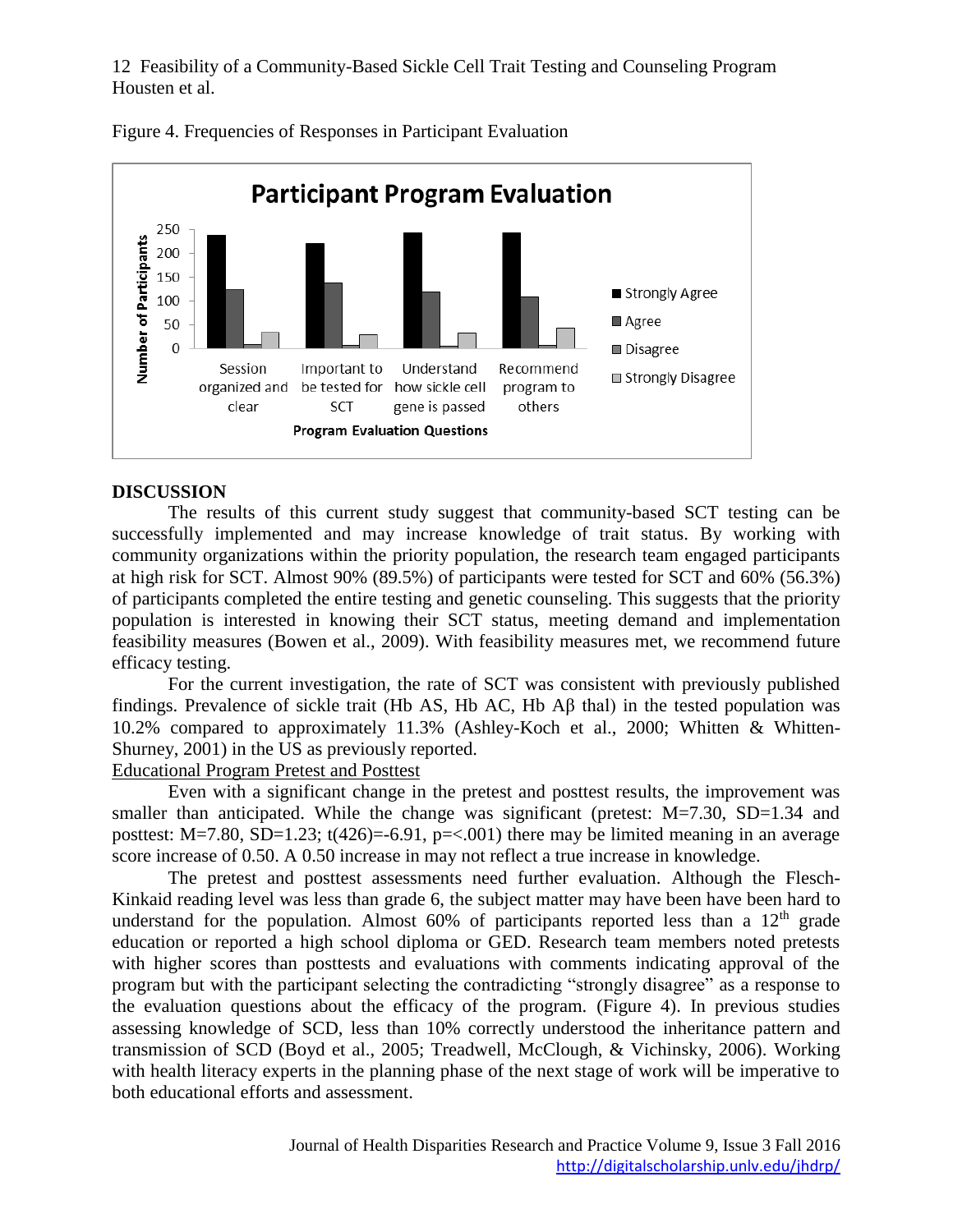Figure 4. Frequencies of Responses in Participant Evaluation

## DISCUSSION

The results of this current study suggest that community-based SCT testing can be successfully implemented and may increase knowledge of trait status. By working with community organizations within the priority population, the research team engaged participants at high risk for SCT. Almost 90% (89.5%) of participants were tested for SCT and 60% (56.3%) of participants completed the entire testing and genetic counseling. This suggests that the priority population is interested in knowing their SCT status, meeting demand and implementation feasibility measures (Bowen et al., 2009). With feasibility measures met, we recommend future efficacy testing.

For the current investigation, the rate of SCT was consistent with previously published findings. Prevalence of sickle trait (Hb AS, Hb AC, Hb Aβ thal) in the tested population was 10.2% compared to approximately 11.3% (Ashley-Koch et al., 2000; Whitten & Whitten-Shurney, 2001) in the US as previously reported.

Educational Program Pretest and Posttest

Even with a significant change in the pretest and posttest results, the improvement was smaller than anticipated. While the change was significant (pretest: $M=7.30$, $SD=1.34$ and posttest: $M=7.80$, $SD=1.23$; $t(426)=-6.91$, $p=<.001$) there may be limited meaning in an average score increase of 0.50. A 0.50 increase in may not reflect a true increase in knowledge.

The pretest and posttest assessments need further evaluation. Although the Flesch-Kinkaid reading level was less than grade 6, the subject matter may have been have been hard to understand for the population. Almost 60% of participants reported less than a 12th grade education or reported a high school diploma or GED. Research team members noted pretests with higher scores than posttests and evaluations with comments indicating approval of the program but with the participant selecting the contradicting "strongly disagree" as a response to the evaluation questions about the efficacy of the program. (Figure 4). In previous studies assessing knowledge of SCD, less than 10% correctly understood the inheritance pattern and transmission of SCD (Boyd et al., 2005; Treadwell, McClough, & Vichinsky, 2006). Working with health literacy experts in the planning phase of the next stage of work will be imperative to both educational efforts and assessment.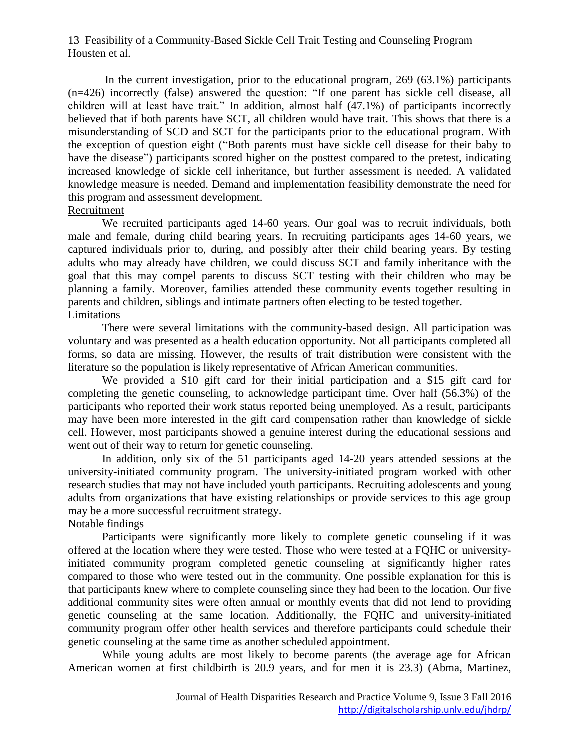In the current investigation, prior to the educational program, 269 (63.1%) participants (n=426) incorrectly (false) answered the question: "If one parent has sickle cell disease, all children will at least have trait." In addition, almost half (47.1%) of participants incorrectly believed that if both parents have SCT, all children would have trait. This shows that there is a misunderstanding of SCD and SCT for the participants prior to the educational program. With the exception of question eight ("Both parents must have sickle cell disease for their baby to have the disease") participants scored higher on the posttest compared to the pretest, indicating increased knowledge of sickle cell inheritance, but further assessment is needed. A validated knowledge measure is needed. Demand and implementation feasibility demonstrate the need for this program and assessment development.

## Recruitment

We recruited participants aged 14-60 years. Our goal was to recruit individuals, both male and female, during child bearing years. In recruiting participants ages 14-60 years, we captured individuals prior to, during, and possibly after their child bearing years. By testing adults who may already have children, we could discuss SCT and family inheritance with the goal that this may compel parents to discuss SCT testing with their children who may be planning a family. Moreover, families attended these community events together resulting in parents and children, siblings and intimate partners often electing to be tested together.

## Limitations

There were several limitations with the community-based design. All participation was voluntary and was presented as a health education opportunity. Not all participants completed all forms, so data are missing. However, the results of trait distribution were consistent with the literature so the population is likely representative of African American communities.

We provided a $10 gift card for their initial participation and a $15 gift card for completing the genetic counseling, to acknowledge participant time. Over half (56.3%) of the participants who reported their work status reported being unemployed. As a result, participants may have been more interested in the gift card compensation rather than knowledge of sickle cell. However, most participants showed a genuine interest during the educational sessions and went out of their way to return for genetic counseling.

In addition, only six of the 51 participants aged 14-20 years attended sessions at the university-initiated community program. The university-initiated program worked with other research studies that may not have included youth participants. Recruiting adolescents and young adults from organizations that have existing relationships or provide services to this age group may be a more successful recruitment strategy.

## Notable findings

Participants were significantly more likely to complete genetic counseling if it was offered at the location where they were tested. Those who were tested at a FQHC or university-initiated community program completed genetic counseling at significantly higher rates compared to those who were tested out in the community. One possible explanation for this is that participants knew where to complete counseling since they had been to the location. Our five additional community sites were often annual or monthly events that did not lend to providing genetic counseling at the same location. Additionally, the FQHC and university-initiated community program offer other health services and therefore participants could schedule their genetic counseling at the same time as another scheduled appointment.

While young adults are most likely to become parents (the average age for African American women at first childbirth is 20.9 years, and for men it is 23.3) (Abma, Martinez,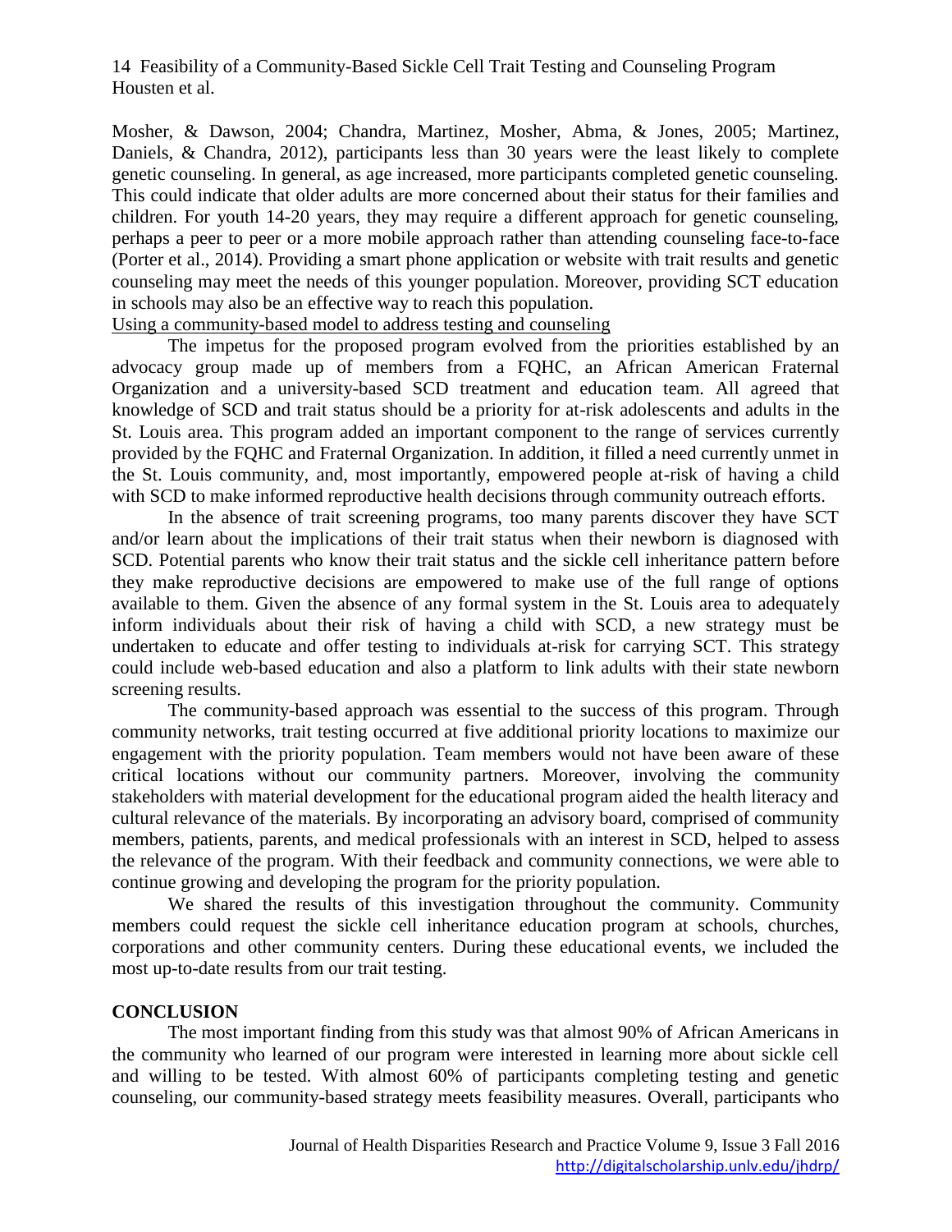Mosher, & Dawson, 2004; Chandra, Martinez, Mosher, Abma, & Jones, 2005; Martinez, Daniels, & Chandra, 2012), participants less than 30 years were the least likely to complete genetic counseling. In general, as age increased, more participants completed genetic counseling. This could indicate that older adults are more concerned about their status for their families and children. For youth 14-20 years, they may require a different approach for genetic counseling, perhaps a peer to peer or a more mobile approach rather than attending counseling face-to-face (Porter et al., 2014). Providing a smart phone application or website with trait results and genetic counseling may meet the needs of this younger population. Moreover, providing SCT education in schools may also be an effective way to reach this population.

Using a community-based model to address testing and counseling

The impetus for the proposed program evolved from the priorities established by an advocacy group made up of members from a FQHC, an African American Fraternal Organization and a university-based SCD treatment and education team. All agreed that knowledge of SCD and trait status should be a priority for at-risk adolescents and adults in the St. Louis area. This program added an important component to the range of services currently provided by the FQHC and Fraternal Organization. In addition, it filled a need currently unmet in the St. Louis community, and, most importantly, empowered people at-risk of having a child with SCD to make informed reproductive health decisions through community outreach efforts.

In the absence of trait screening programs, too many parents discover they have SCT and/or learn about the implications of their trait status when their newborn is diagnosed with SCD. Potential parents who know their trait status and the sickle cell inheritance pattern before they make reproductive decisions are empowered to make use of the full range of options available to them. Given the absence of any formal system in the St. Louis area to adequately inform individuals about their risk of having a child with SCD, a new strategy must be undertaken to educate and offer testing to individuals at-risk for carrying SCT. This strategy could include web-based education and also a platform to link adults with their state newborn screening results.

The community-based approach was essential to the success of this program. Through community networks, trait testing occurred at five additional priority locations to maximize our engagement with the priority population. Team members would not have been aware of these critical locations without our community partners. Moreover, involving the community stakeholders with material development for the educational program aided the health literacy and cultural relevance of the materials. By incorporating an advisory board, comprised of community members, patients, parents, and medical professionals with an interest in SCD, helped to assess the relevance of the program. With their feedback and community connections, we were able to continue growing and developing the program for the priority population.

We shared the results of this investigation throughout the community. Community members could request the sickle cell inheritance education program at schools, churches, corporations and other community centers. During these educational events, we included the most up-to-date results from our trait testing.

## CONCLUSION

The most important finding from this study was that almost 90% of African Americans in the community who learned of our program were interested in learning more about sickle cell and willing to be tested. With almost 60% of participants completing testing and genetic counseling, our community-based strategy meets feasibility measures. Overall, participants who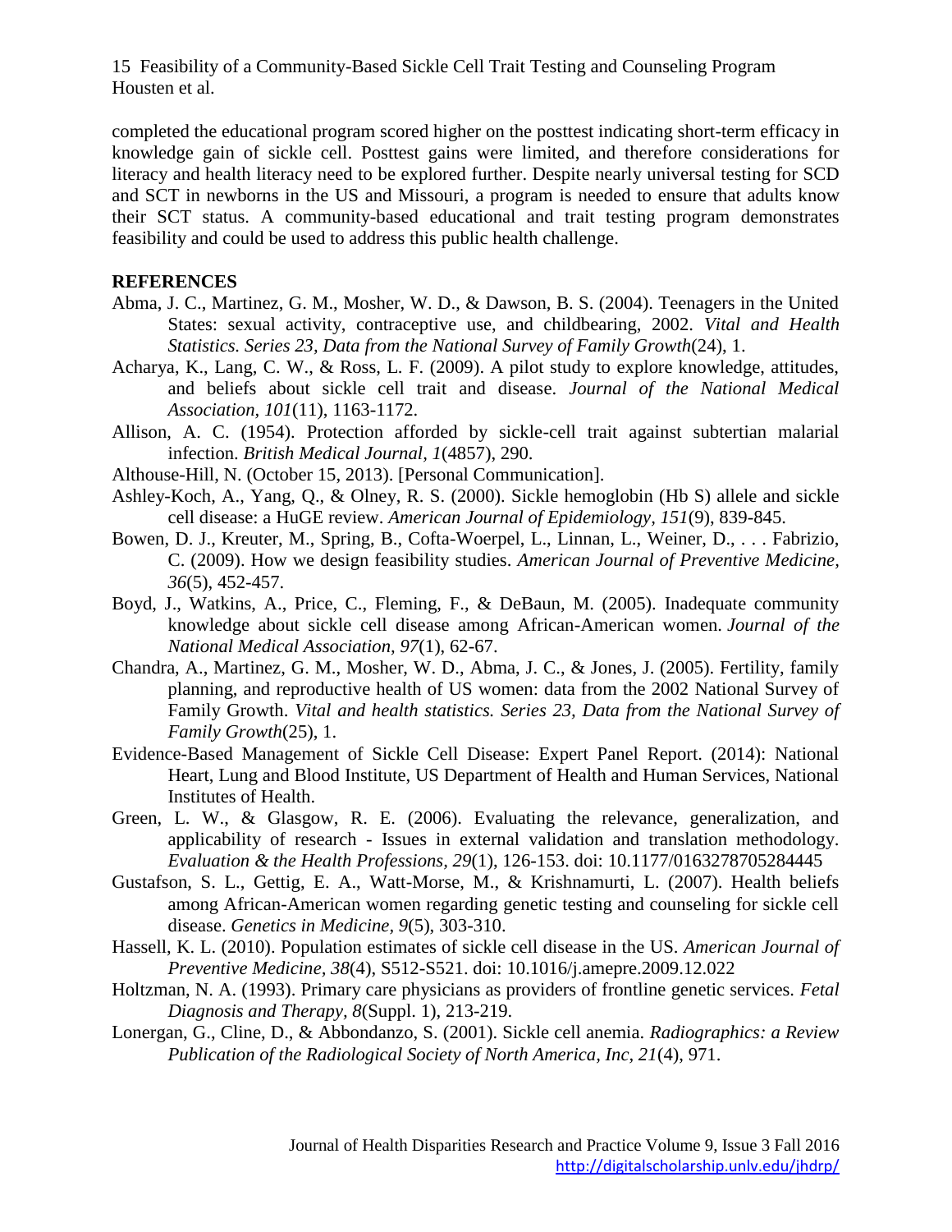completed the educational program scored higher on the posttest indicating short-term efficacy in knowledge gain of sickle cell. Posttest gains were limited, and therefore considerations for literacy and health literacy need to be explored further. Despite nearly universal testing for SCD and SCT in newborns in the US and Missouri, a program is needed to ensure that adults know their SCT status. A community-based educational and trait testing program demonstrates feasibility and could be used to address this public health challenge.

## REFERENCES

Abma, J. C., Martinez, G. M., Mosher, W. D., & Dawson, B. S. (2004). Teenagers in the United States: sexual activity, contraceptive use, and childbearing, 2002. *Vital and Health Statistics. Series 23, Data from the National Survey of Family Growth*(24), 1.

Acharya, K., Lang, C. W., & Ross, L. F. (2009). A pilot study to explore knowledge, attitudes, and beliefs about sickle cell trait and disease. *Journal of the National Medical Association, 101*(11), 1163-1172.

Allison, A. C. (1954). Protection afforded by sickle-cell trait against subtertian malarial infection. *British Medical Journal, 1*(4857), 290.

Althouse-Hill, N. (October 15, 2013). [Personal Communication].

Ashley-Koch, A., Yang, Q., & Olney, R. S. (2000). Sickle hemoglobin (Hb S) allele and sickle cell disease: a HuGE review. *American Journal of Epidemiology, 151*(9), 839-845.

Bowen, D. J., Kreuter, M., Spring, B., Cofta-Woerpel, L., Linnan, L., Weiner, D., . . . Fabrizio, C. (2009). How we design feasibility studies. *American Journal of Preventive Medicine, 36*(5), 452-457.

Boyd, J., Watkins, A., Price, C., Fleming, F., & DeBaun, M. (2005). Inadequate community knowledge about sickle cell disease among African-American women. *Journal of the National Medical Association, 97*(1), 62-67.

Chandra, A., Martinez, G. M., Mosher, W. D., Abma, J. C., & Jones, J. (2005). Fertility, family planning, and reproductive health of US women: data from the 2002 National Survey of Family Growth. *Vital and health statistics. Series 23, Data from the National Survey of Family Growth*(25), 1.

Evidence-Based Management of Sickle Cell Disease: Expert Panel Report. (2014): National Heart, Lung and Blood Institute, US Department of Health and Human Services, National Institutes of Health.

Green, L. W., & Glasgow, R. E. (2006). Evaluating the relevance, generalization, and applicability of research - Issues in external validation and translation methodology. *Evaluation & the Health Professions, 29*(1), 126-153. doi: 10.1177/0163278705284445

Gustafson, S. L., Gettig, E. A., Watt-Morse, M., & Krishnamurti, L. (2007). Health beliefs among African-American women regarding genetic testing and counseling for sickle cell disease. *Genetics in Medicine, 9*(5), 303-310.

Hassell, K. L. (2010). Population estimates of sickle cell disease in the US. *American Journal of Preventive Medicine, 38*(4), S512-S521. doi: 10.1016/j.amepre.2009.12.022

Holtzman, N. A. (1993). Primary care physicians as providers of frontline genetic services. *Fetal Diagnosis and Therapy, 8*(Suppl. 1), 213-219.

Lonergan, G., Cline, D., & Abbondanzo, S. (2001). Sickle cell anemia. *Radiographics: a Review Publication of the Radiological Society of North America, Inc, 21*(4), 971.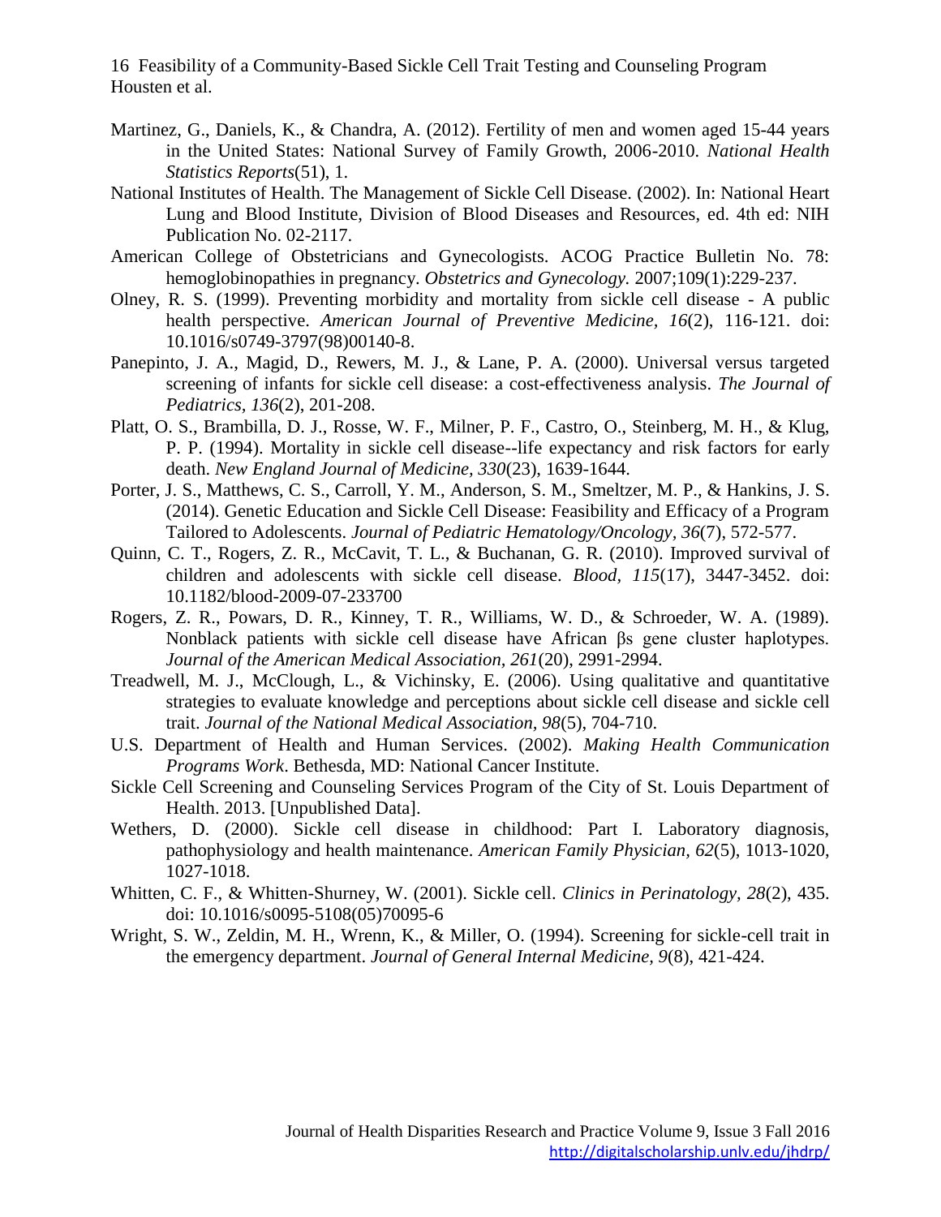Martinez, G., Daniels, K., & Chandra, A. (2012). Fertility of men and women aged 15-44 years in the United States: National Survey of Family Growth, 2006-2010. *National Health Statistics Reports*(51), 1.

National Institutes of Health. The Management of Sickle Cell Disease. (2002). In: National Heart Lung and Blood Institute, Division of Blood Diseases and Resources, ed. 4th ed: NIH Publication No. 02-2117.

American College of Obstetricians and Gynecologists. ACOG Practice Bulletin No. 78: hemoglobinopathies in pregnancy. *Obstetrics and Gynecology.* 2007;109(1):229-237.

Olney, R. S. (1999). Preventing morbidity and mortality from sickle cell disease - A public health perspective. *American Journal of Preventive Medicine, 16*(2), 116-121. doi: 10.1016/s0749-3797(98)00140-8.

Panepinto, J. A., Magid, D., Rewers, M. J., & Lane, P. A. (2000). Universal versus targeted screening of infants for sickle cell disease: a cost-effectiveness analysis. *The Journal of Pediatrics, 136*(2), 201-208.

Platt, O. S., Brambilla, D. J., Rosse, W. F., Milner, P. F., Castro, O., Steinberg, M. H., & Klug, P. P. (1994). Mortality in sickle cell disease--life expectancy and risk factors for early death. *New England Journal of Medicine, 330*(23), 1639-1644.

Porter, J. S., Matthews, C. S., Carroll, Y. M., Anderson, S. M., Smeltzer, M. P., & Hankins, J. S. (2014). Genetic Education and Sickle Cell Disease: Feasibility and Efficacy of a Program Tailored to Adolescents. *Journal of Pediatric Hematology/Oncology, 36*(7), 572-577.

Quinn, C. T., Rogers, Z. R., McCavit, T. L., & Buchanan, G. R. (2010). Improved survival of children and adolescents with sickle cell disease. *Blood, 115*(17), 3447-3452. doi: 10.1182/blood-2009-07-233700

Rogers, Z. R., Powars, D. R., Kinney, T. R., Williams, W. D., & Schroeder, W. A. (1989). Nonblack patients with sickle cell disease have African βs gene cluster haplotypes. *Journal of the American Medical Association, 261*(20), 2991-2994.

Treadwell, M. J., McClough, L., & Vichinsky, E. (2006). Using qualitative and quantitative strategies to evaluate knowledge and perceptions about sickle cell disease and sickle cell trait. *Journal of the National Medical Association, 98*(5), 704-710.

U.S. Department of Health and Human Services. (2002). *Making Health Communication Programs Work*. Bethesda, MD: National Cancer Institute.

Sickle Cell Screening and Counseling Services Program of the City of St. Louis Department of Health. 2013. [Unpublished Data].

Wethers, D. (2000). Sickle cell disease in childhood: Part I. Laboratory diagnosis, pathophysiology and health maintenance. *American Family Physician, 62*(5), 1013-1020, 1027-1018.

Whitten, C. F., & Whitten-Shurney, W. (2001). Sickle cell. *Clinics in Perinatology, 28*(2), 435. doi: 10.1016/s0095-5108(05)70095-6

Wright, S. W., Zeldin, M. H., Wrenn, K., & Miller, O. (1994). Screening for sickle-cell trait in the emergency department. *Journal of General Internal Medicine, 9*(8), 421-424.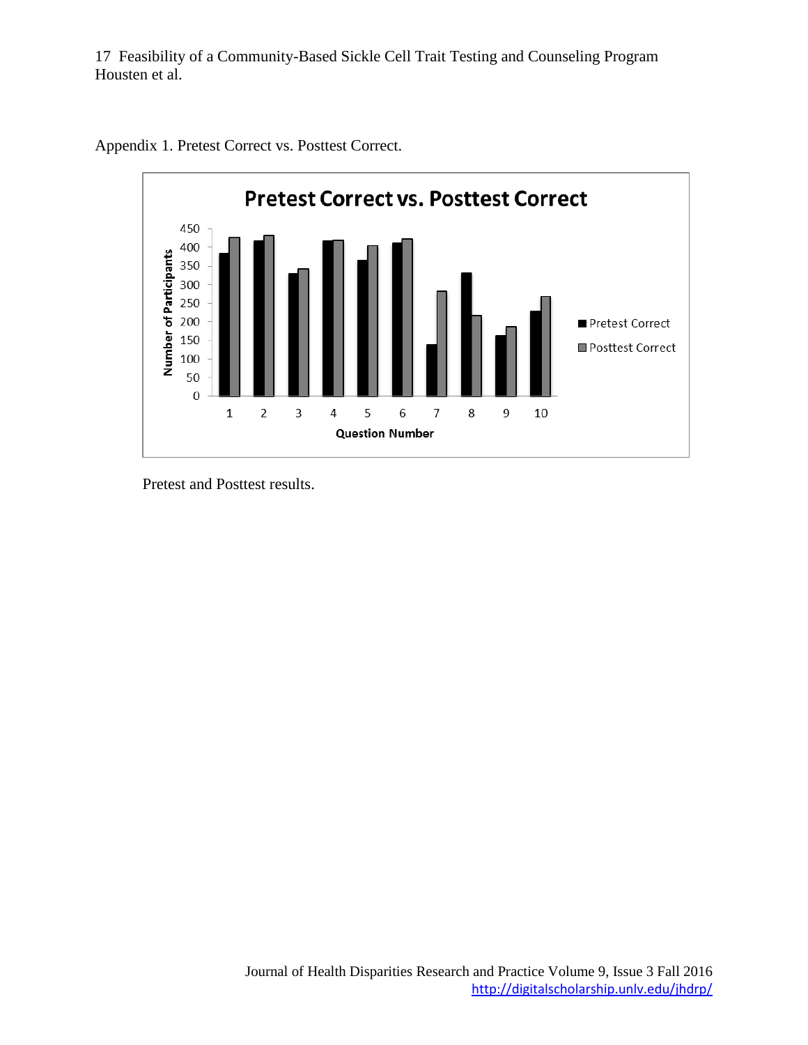Appendix 1. Pretest Correct vs. Posttest Correct.

Pretest and Posttest results.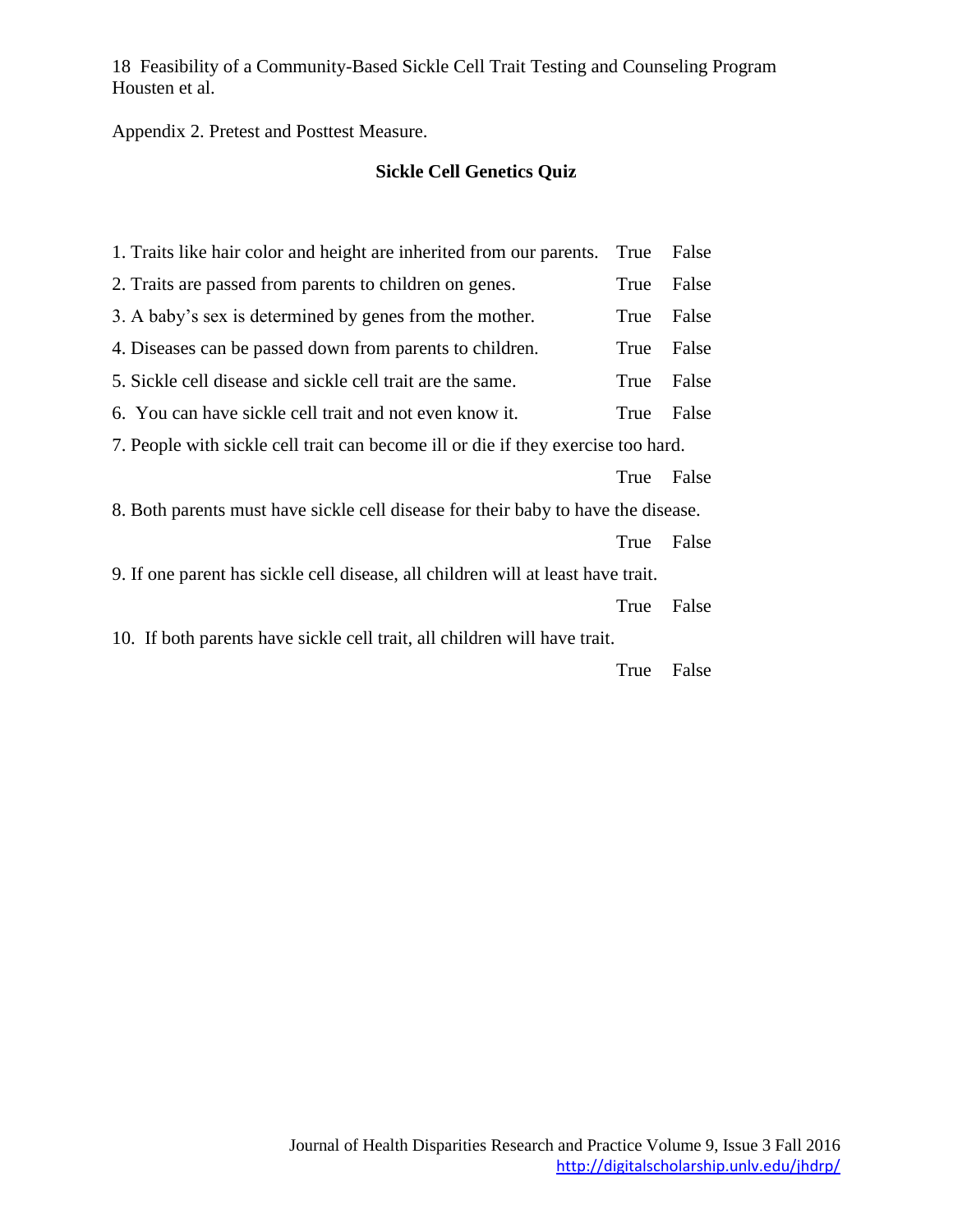Appendix 2. Pretest and Posttest Measure.

## Sickle Cell Genetics Quiz

1. Traits like hair color and height are inherited from our parents. True False
2. Traits are passed from parents to children on genes. True False
3. A baby's sex is determined by genes from the mother. True False
4. Diseases can be passed down from parents to children. True False
5. Sickle cell disease and sickle cell trait are the same. True False
6. You can have sickle cell trait and not even know it. True False
7. People with sickle cell trait can become ill or die if they exercise too hard. True False
8. Both parents must have sickle cell disease for their baby to have the disease. True False
9. If one parent has sickle cell disease, all children will at least have trait. True False
10. If both parents have sickle cell trait, all children will have trait. True False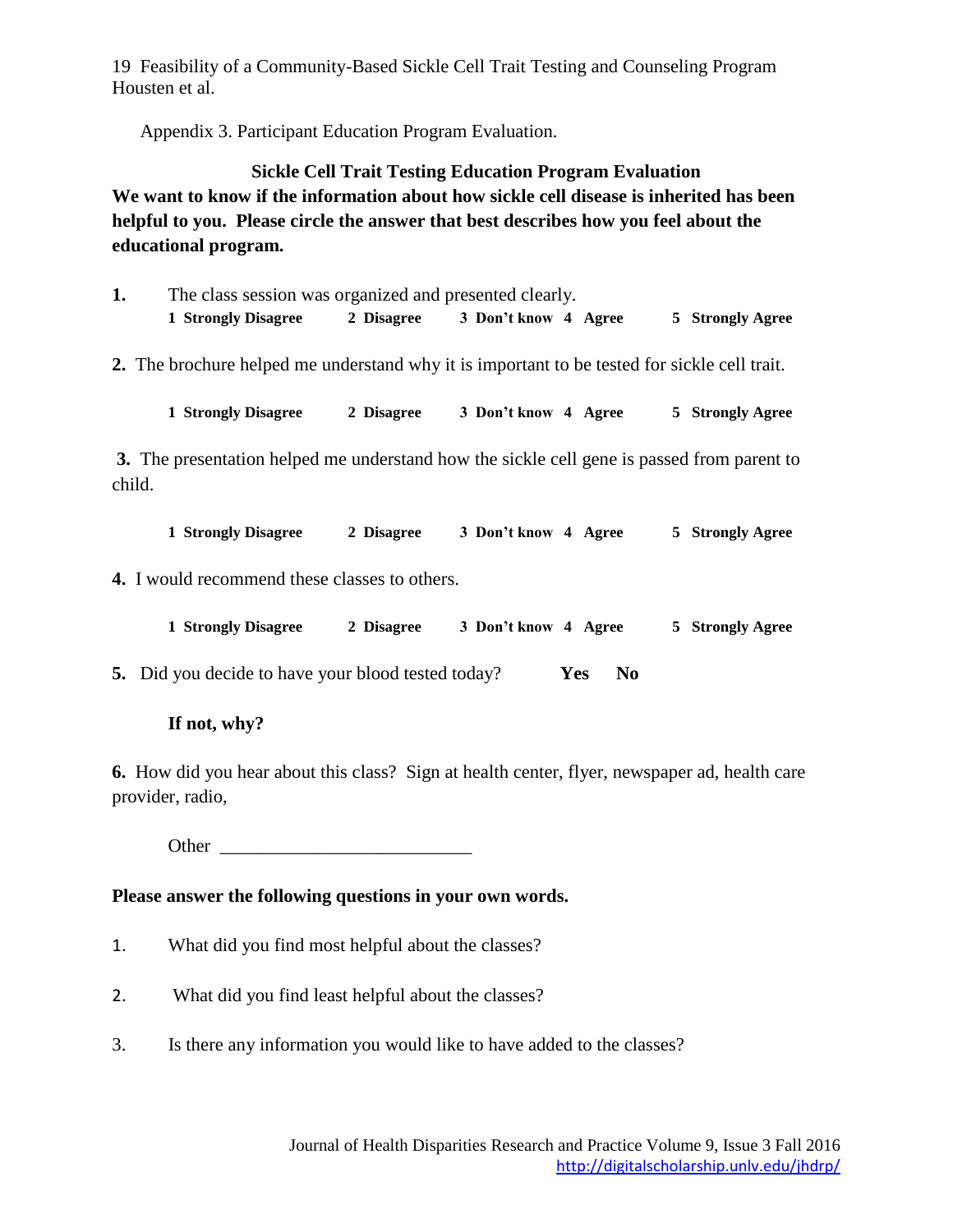Appendix 3. Participant Education Program Evaluation.

## Sickle Cell Trait Testing Education Program Evaluation

**We want to know if the information about how sickle cell disease is inherited has been helpful to you. Please circle the answer that best describes how you feel about the educational program.**

**1.** The class session was organized and presented clearly.

**1 Strongly Disagree 2 Disagree 3 Don't know 4 Agree 5 Strongly Agree**

**2.** The brochure helped me understand why it is important to be tested for sickle cell trait.

**1 Strongly Disagree 2 Disagree 3 Don't know 4 Agree 5 Strongly Agree**

**3.** The presentation helped me understand how the sickle cell gene is passed from parent to child.

**1 Strongly Disagree 2 Disagree 3 Don't know 4 Agree 5 Strongly Agree**

**4.** I would recommend these classes to others.

**1 Strongly Disagree 2 Disagree 3 Don't know 4 Agree 5 Strongly Agree**

**5.** Did you decide to have your blood tested today? **Yes No**

**If not, why?**

**6.** How did you hear about this class? Sign at health center, flyer, newspaper ad, health care provider, radio,

Other ___________________________

**Please answer the following questions in your own words.**

1. What did you find most helpful about the classes?
2. What did you find least helpful about the classes?
3. Is there any information you would like to have added to the classes?